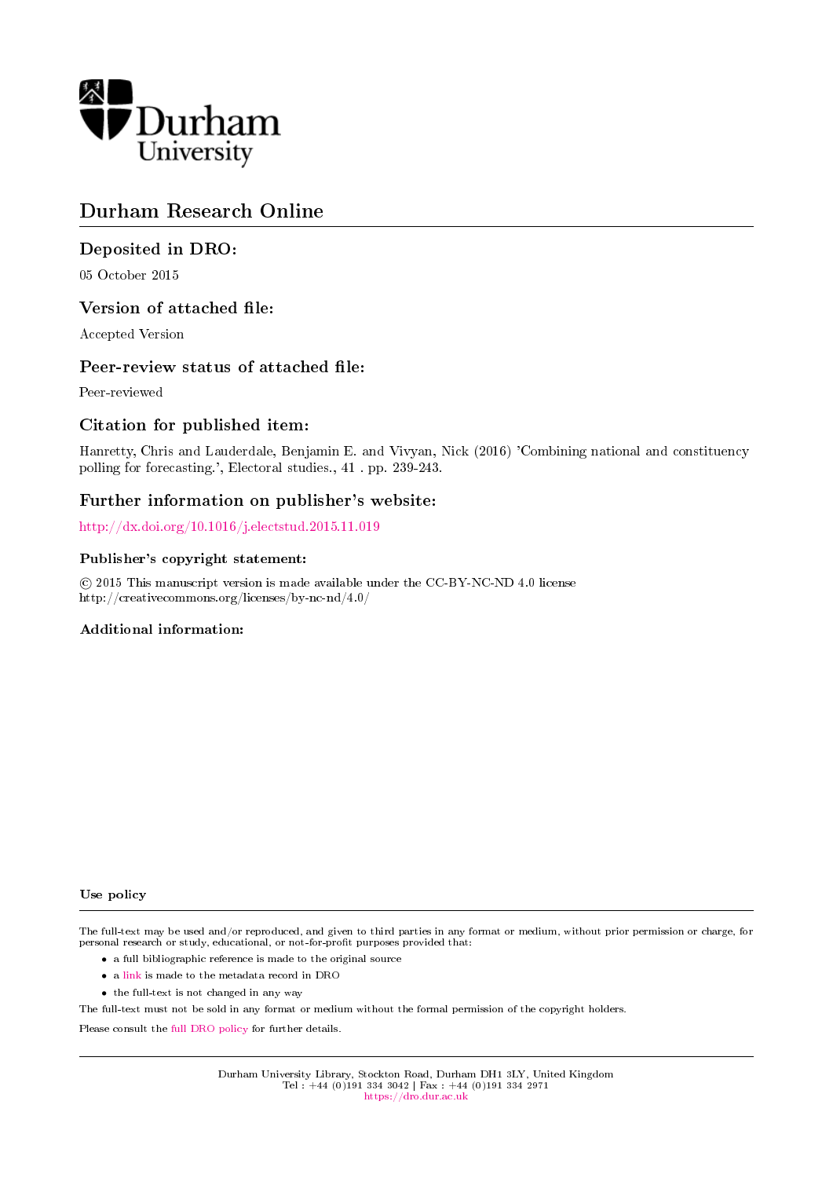Durham University

# Durham Research Online

## Deposited in DRO:

05 October 2015

## Version of attached file:

Accepted Version

## Peer-review status of attached file:

Peer-reviewed

## Citation for published item:

Hanretty, Chris and Lauderdale, Benjamin E. and Vivyan, Nick (2016) 'Combining national and constituency polling for forecasting.', Electoral studies., 41 . pp. 239-243.

## Further information on publisher's website:

http://dx.doi.org/10.1016/j.electstud.2015.11.019

### Publisher's copyright statement:

© 2015 This manuscript version is made available under the CC-BY-NC-ND 4.0 license
http://creativecommons.org/licenses/by-nc-nd/4.0/

### Additional information:

### Use policy

The full-text may be used and/or reproduced, and given to third parties in any format or medium, without prior permission or charge, for personal research or study, educational, or not-for-profit purposes provided that:

- a full bibliographic reference is made to the original source
- a link is made to the metadata record in DRO
- the full-text is not changed in any way

The full-text must not be sold in any format or medium without the formal permission of the copyright holders.

Please consult the full DRO policy for further details.

Durham University Library, Stockton Road, Durham DH1 3LY, United Kingdom
Tel : +44 (0)191 334 3042 | Fax : +44 (0)191 334 2971
https://dro.dur.ac.uk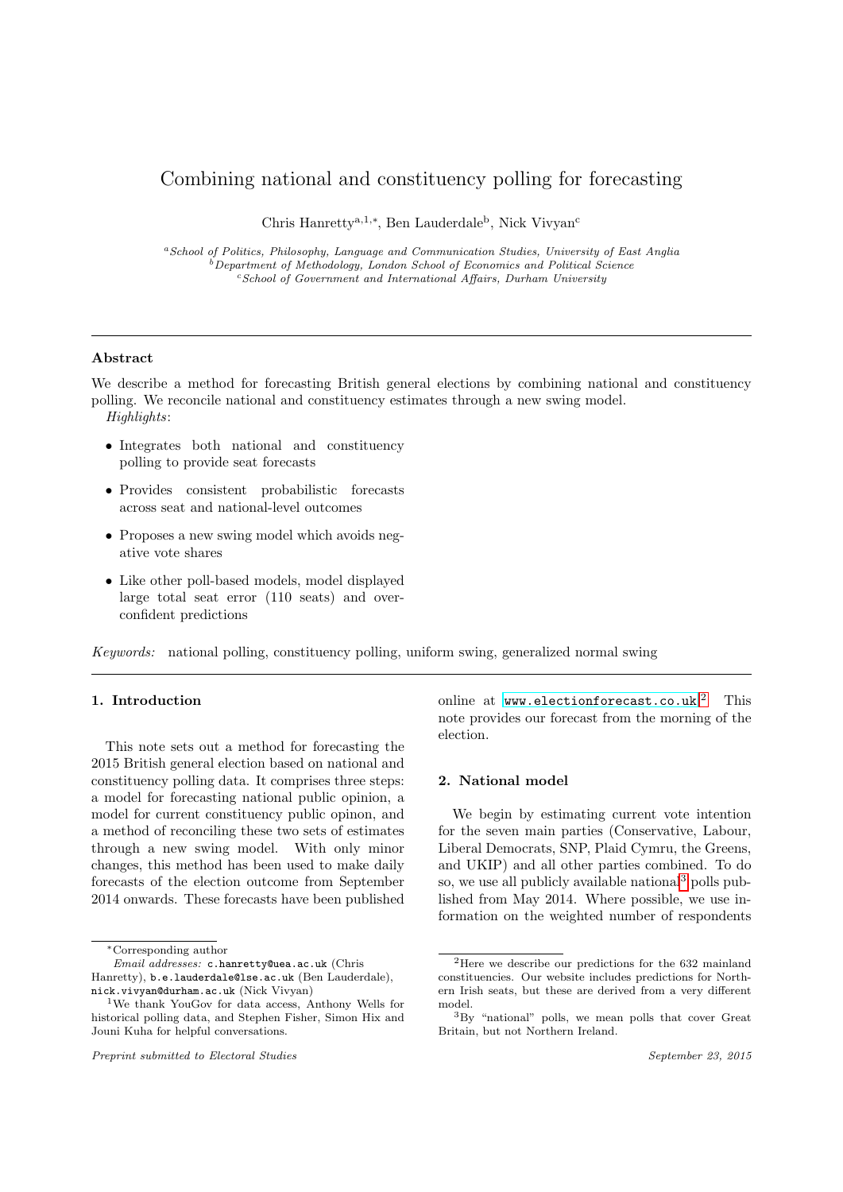# Combining national and constituency polling for forecasting

Chris Hanretty[a,1,*], Ben Lauderdale[b], Nick Vivyan[c]

[a] *School of Politics, Philosophy, Language and Communication Studies, University of East Anglia*
[b] *Department of Methodology, London School of Economics and Political Science*
[c] *School of Government and International Affairs, Durham University*

---

### Abstract

We describe a method for forecasting British general elections by combining national and constituency polling. We reconcile national and constituency estimates through a new swing model.

*Highlights*:

- Integrates both national and constituency polling to provide seat forecasts
- Provides consistent probabilistic forecasts across seat and national-level outcomes
- Proposes a new swing model which avoids negative vote shares
- Like other poll-based models, model displayed large total seat error (110 seats) and over-confident predictions

*Keywords:* national polling, constituency polling, uniform swing, generalized normal swing

---

## 1. Introduction

This note sets out a method for forecasting the 2015 British general election based on national and constituency polling data. It comprises three steps: a model for forecasting national public opinion, a model for current constituency public opinion, and a method of reconciling these two sets of estimates through a new swing model. With only minor changes, this method has been used to make daily forecasts of the election outcome from September 2014 onwards. These forecasts have been published online at www.electionforecast.co.uk.[2] This note provides our forecast from the morning of the election.

## 2. National model

We begin by estimating current vote intention for the seven main parties (Conservative, Labour, Liberal Democrats, SNP, Plaid Cymru, the Greens, and UKIP) and all other parties combined. To do so, we use all publicly available national[3] polls published from May 2014. Where possible, we use information on the weighted number of respondents

---

*Corresponding author
*Email addresses:* c.hanretty@uea.ac.uk (Chris Hanretty), b.e.lauderdale@lse.ac.uk (Ben Lauderdale), nick.vivyan@durham.ac.uk (Nick Vivyan)

[1] We thank YouGov for data access, Anthony Wells for historical polling data, and Stephen Fisher, Simon Hix and Jouni Kuha for helpful conversations.

[2] Here we describe our predictions for the 632 mainland constituencies. Our website includes predictions for Northern Irish seats, but these are derived from a very different model.

[3] By "national" polls, we mean polls that cover Great Britain, but not Northern Ireland.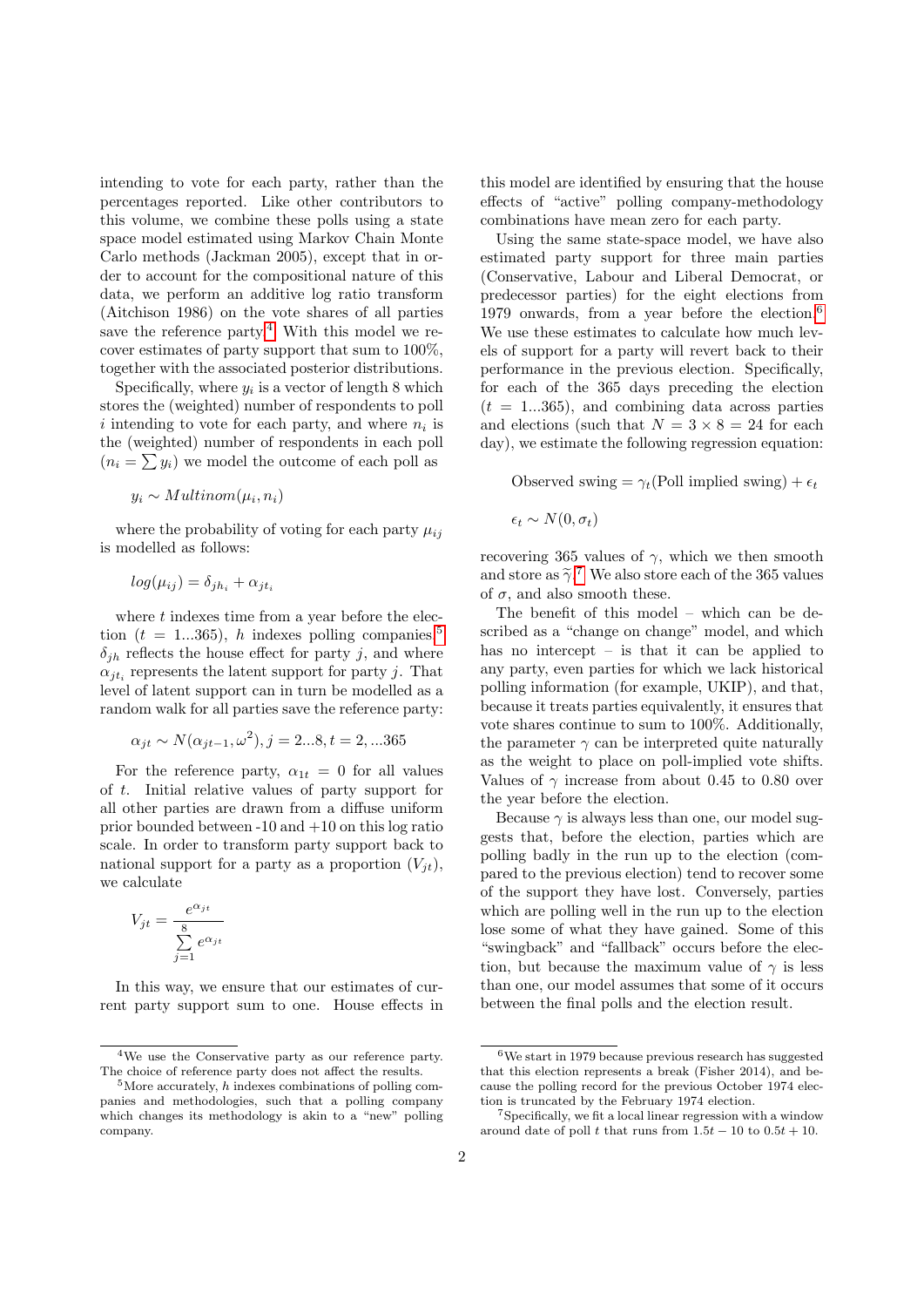intending to vote for each party, rather than the percentages reported. Like other contributors to this volume, we combine these polls using a state space model estimated using Markov Chain Monte Carlo methods (Jackman 2005), except that in order to account for the compositional nature of this data, we perform an additive log ratio transform (Aitchison 1986) on the vote shares of all parties save the reference party.[4] With this model we recover estimates of party support that sum to 100%, together with the associated posterior distributions.

Specifically, where $y_i$ is a vector of length 8 which stores the (weighted) number of respondents to poll $i$ intending to vote for each party, and where $n_i$ is the (weighted) number of respondents in each poll ($n_i = \sum y_i$) we model the outcome of each poll as

$$y_i \sim Multinom(\mu_i, n_i)$$

where the probability of voting for each party $\mu_{ij}$ is modelled as follows:

$$log(\mu_{ij}) = \delta_{jh_i} + \alpha_{jt_i}$$

where $t$ indexes time from a year before the election ($t = 1...365$), $h$ indexes polling companies,[5] $\delta_{jh}$ reflects the house effect for party $j$, and where $\alpha_{jt_i}$ represents the latent support for party $j$. That level of latent support can in turn be modelled as a random walk for all parties save the reference party:

$$\alpha_{jt} \sim N(\alpha_{jt-1}, \omega^2), j = 2...8, t = 2, ...365$$

For the reference party, $\alpha_{1t} = 0$ for all values of $t$. Initial relative values of party support for all other parties are drawn from a diffuse uniform prior bounded between -10 and +10 on this log ratio scale. In order to transform party support back to national support for a party as a proportion ($V_{jt}$), we calculate

$$V_{jt} = \frac{e^{\alpha_{jt}}}{\sum_{j=1}^{8} e^{\alpha_{jt}}}$$

In this way, we ensure that our estimates of current party support sum to one. House effects in this model are identified by ensuring that the house effects of "active" polling company-methodology combinations have mean zero for each party.

Using the same state-space model, we have also estimated party support for three main parties (Conservative, Labour and Liberal Democrat, or predecessor parties) for the eight elections from 1979 onwards, from a year before the election.[6] We use these estimates to calculate how much levels of support for a party will revert back to their performance in the previous election. Specifically, for each of the 365 days preceding the election ($t = 1...365$), and combining data across parties and elections (such that $N = 3 \times 8 = 24$ for each day), we estimate the following regression equation:

$$\text{Observed swing} = \gamma_t(\text{Poll implied swing}) + \epsilon_t$$

$$\epsilon_t \sim N(0, \sigma_t)$$

recovering 365 values of $\gamma$, which we then smooth and store as $\tilde{\gamma}$.[7] We also store each of the 365 values of $\sigma$, and also smooth these.

The benefit of this model – which can be described as a "change on change" model, and which has no intercept – is that it can be applied to any party, even parties for which we lack historical polling information (for example, UKIP), and that, because it treats parties equivalently, it ensures that vote shares continue to sum to 100%. Additionally, the parameter $\gamma$ can be interpreted quite naturally as the weight to place on poll-implied vote shifts. Values of $\gamma$ increase from about 0.45 to 0.80 over the year before the election.

Because $\gamma$ is always less than one, our model suggests that, before the election, parties which are polling badly in the run up to the election (compared to the previous election) tend to recover some of the support they have lost. Conversely, parties which are polling well in the run up to the election lose some of what they have gained. Some of this "swingback" and "fallback" occurs before the election, but because the maximum value of $\gamma$ is less than one, our model assumes that some of it occurs between the final polls and the election result.

[4] We use the Conservative party as our reference party. The choice of reference party does not affect the results.

[5] More accurately, $h$ indexes combinations of polling companies and methodologies, such that a polling company which changes its methodology is akin to a "new" polling company.

[6] We start in 1979 because previous research has suggested that this election represents a break (Fisher 2014), and because the polling record for the previous October 1974 election is truncated by the February 1974 election.

[7] Specifically, we fit a local linear regression with a window around date of poll $t$ that runs from $1.5t - 10$ to $0.5t + 10$.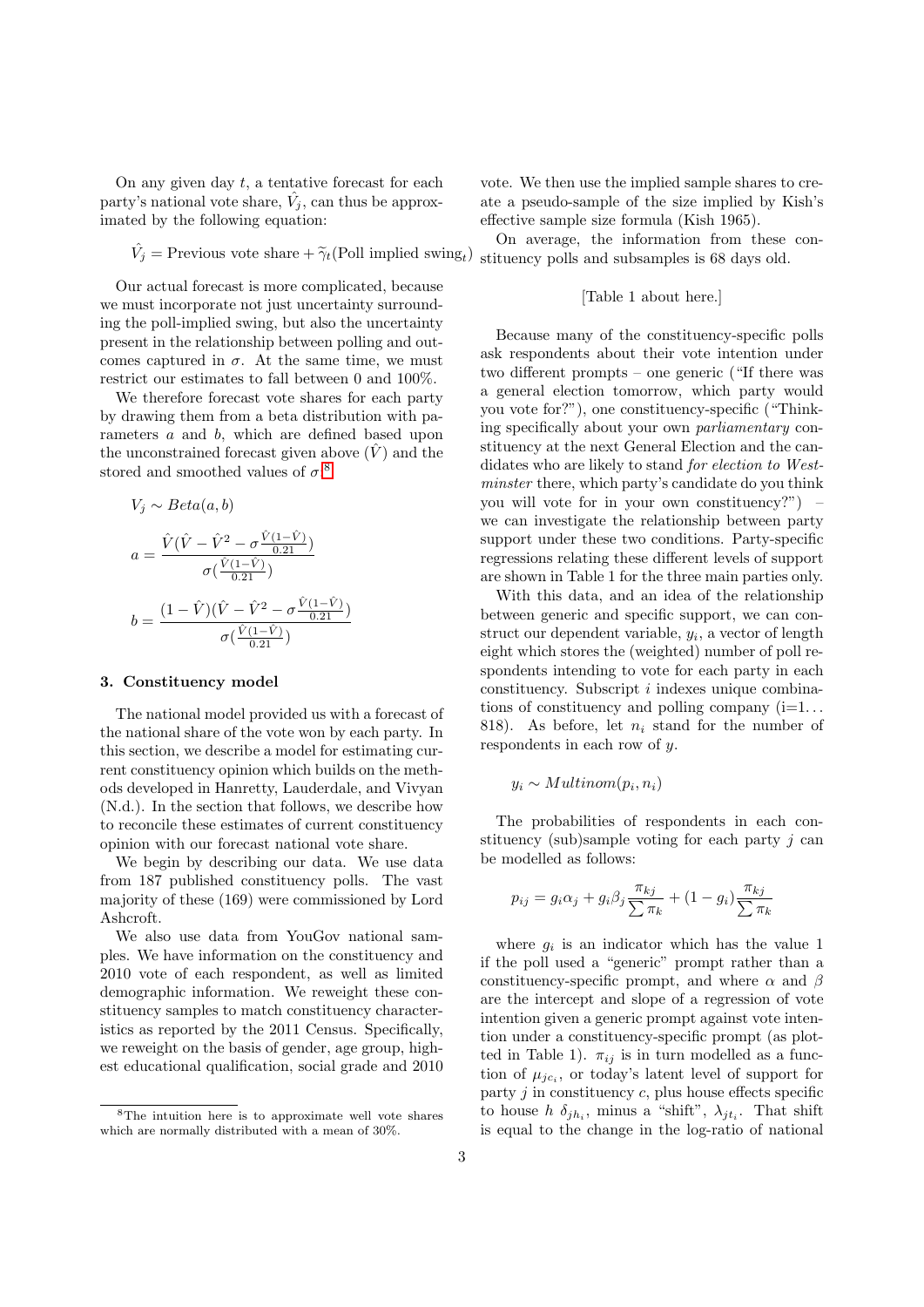On any given day $t$, a tentative forecast for each party's national vote share, $\hat{V}_j$, can thus be approximated by the following equation:

$$\hat{V}_j = \text{Previous vote share} + \widetilde{\gamma}_t(\text{Poll implied swing}_t)$$

Our actual forecast is more complicated, because we must incorporate not just uncertainty surrounding the poll-implied swing, but also the uncertainty present in the relationship between polling and outcomes captured in $\sigma$. At the same time, we must restrict our estimates to fall between 0 and 100%.

We therefore forecast vote shares for each party by drawing them from a beta distribution with parameters $a$ and $b$, which are defined based upon the unconstrained forecast given above ($\hat{V}$) and the stored and smoothed values of $\sigma$.[8]

$$V_j \sim Beta(a, b)$$

$$a = \frac{\hat{V}(\hat{V} - \hat{V}^2 - \sigma\frac{\hat{V}(1-\hat{V})}{0.21})}{\sigma(\frac{\hat{V}(1-\hat{V})}{0.21})}$$

$$b = \frac{(1-\hat{V})(\hat{V} - \hat{V}^2 - \sigma\frac{\hat{V}(1-\hat{V})}{0.21})}{\sigma(\frac{\hat{V}(1-\hat{V})}{0.21})}$$

## 3. Constituency model

The national model provided us with a forecast of the national share of the vote won by each party. In this section, we describe a model for estimating current constituency opinion which builds on the methods developed in Hanretty, Lauderdale, and Vivyan (N.d.). In the section that follows, we describe how to reconcile these estimates of current constituency opinion with our forecast national vote share.

We begin by describing our data. We use data from 187 published constituency polls. The vast majority of these (169) were commissioned by Lord Ashcroft.

We also use data from YouGov national samples. We have information on the constituency and 2010 vote of each respondent, as well as limited demographic information. We reweight these constituency samples to match constituency characteristics as reported by the 2011 Census. Specifically, we reweight on the basis of gender, age group, highest educational qualification, social grade and 2010 vote. We then use the implied sample shares to create a pseudo-sample of the size implied by Kish's effective sample size formula (Kish 1965).

On average, the information from these constituency polls and subsamples is 68 days old.

[Table 1 about here.]

Because many of the constituency-specific polls ask respondents about their vote intention under two different prompts – one generic ("If there was a general election tomorrow, which party would you vote for?"), one constituency-specific ("Thinking specifically about your own *parliamentary* constituency at the next General Election and the candidates who are likely to stand *for election to Westminster* there, which party's candidate do you think you will vote for in your own constituency?") – we can investigate the relationship between party support under these two conditions. Party-specific regressions relating these different levels of support are shown in Table 1 for the three main parties only.

With this data, and an idea of the relationship between generic and specific support, we can construct our dependent variable, $y_i$, a vector of length eight which stores the (weighted) number of poll respondents intending to vote for each party in each constituency. Subscript $i$ indexes unique combinations of constituency and polling company (i=1... 818). As before, let $n_i$ stand for the number of respondents in each row of $y$.

$$y_i \sim Multinom(p_i, n_i)$$

The probabilities of respondents in each constituency (sub)sample voting for each party $j$ can be modelled as follows:

$$p_{ij} = g_i\alpha_j + g_i\beta_j\frac{\pi_{kj}}{\sum \pi_k} + (1 - g_i)\frac{\pi_{kj}}{\sum \pi_k}$$

where $g_i$ is an indicator which has the value 1 if the poll used a "generic" prompt rather than a constituency-specific prompt, and where $\alpha$ and $\beta$ are the intercept and slope of a regression of vote intention given a generic prompt against vote intention under a constituency-specific prompt (as plotted in Table 1). $\pi_{ij}$ is in turn modelled as a function of $\mu_{jc_i}$, or today's latent level of support for party $j$ in constituency $c$, plus house effects specific to house $h$ $\delta_{jh_i}$, minus a "shift", $\lambda_{jt_i}$. That shift is equal to the change in the log-ratio of national

[8] The intuition here is to approximate well vote shares which are normally distributed with a mean of 30%.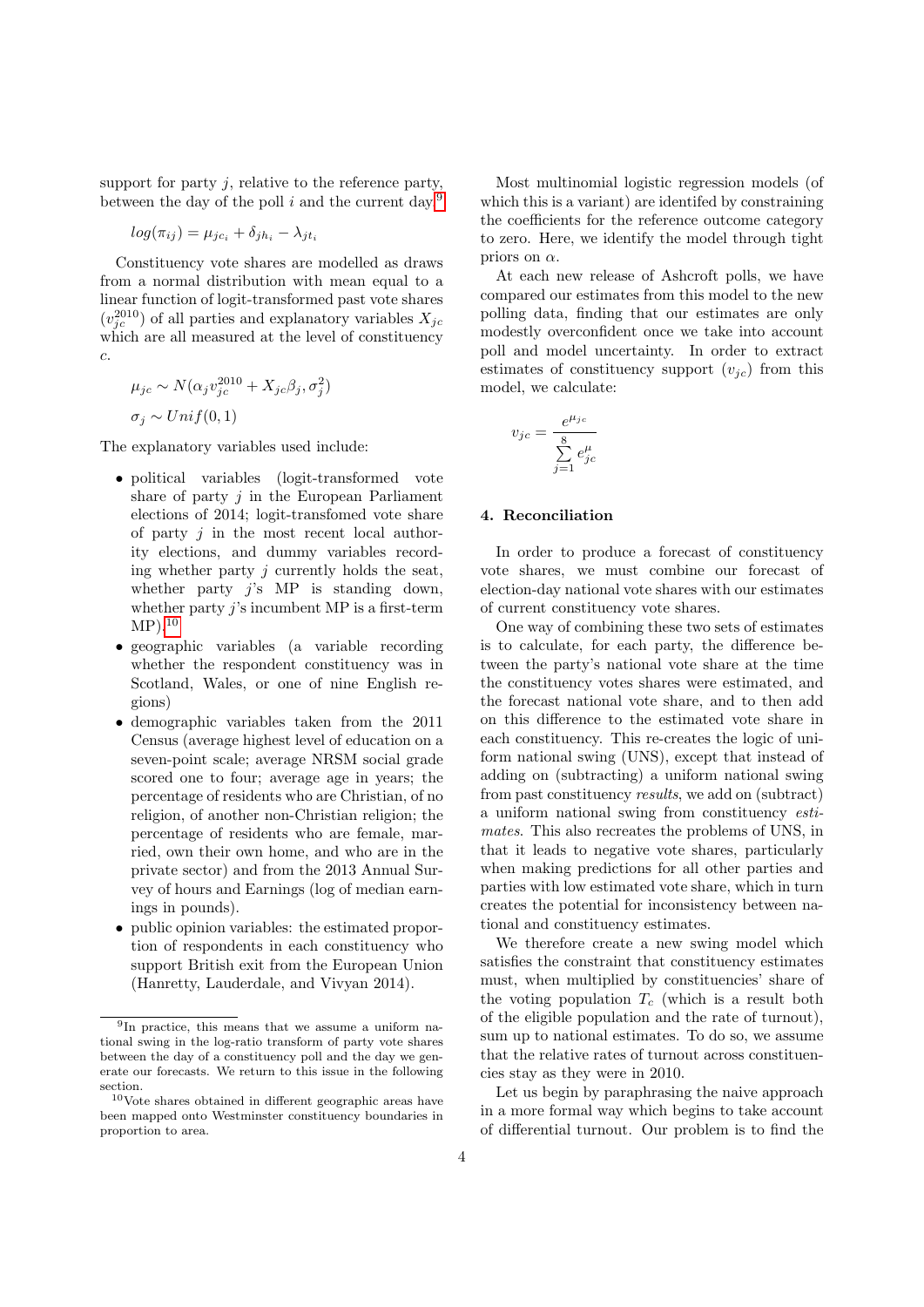support for party $j$, relative to the reference party, between the day of the poll $i$ and the current day.[9]

$$log(\pi_{ij}) = \mu_{jc_i} + \delta_{jh_i} - \lambda_{jt_i}$$

Constituency vote shares are modelled as draws from a normal distribution with mean equal to a linear function of logit-transformed past vote shares ($v_{jc}^{2010}$) of all parties and explanatory variables $X_{jc}$ which are all measured at the level of constituency $c$.

$$\mu_{jc} \sim N(\alpha_j v_{jc}^{2010} + X_{jc}\beta_j, \sigma_j^2)$$

$$\sigma_j \sim Unif(0, 1)$$

The explanatory variables used include:

- political variables (logit-transformed vote share of party $j$ in the European Parliament elections of 2014; logit-transfomed vote share of party $j$ in the most recent local authority elections, and dummy variables recording whether party $j$ currently holds the seat, whether party $j$'s MP is standing down, whether party $j$'s incumbent MP is a first-term MP).[10]
- geographic variables (a variable recording whether the respondent constituency was in Scotland, Wales, or one of nine English regions)
- demographic variables taken from the 2011 Census (average highest level of education on a seven-point scale; average NRSM social grade scored one to four; average age in years; the percentage of residents who are Christian, of no religion, of another non-Christian religion; the percentage of residents who are female, married, own their own home, and who are in the private sector) and from the 2013 Annual Survey of hours and Earnings (log of median earnings in pounds).
- public opinion variables: the estimated proportion of respondents in each constituency who support British exit from the European Union (Hanretty, Lauderdale, and Vivyan 2014).

Most multinomial logistic regression models (of which this is a variant) are identifed by constraining the coefficients for the reference outcome category to zero. Here, we identify the model through tight priors on $\alpha$.

At each new release of Ashcroft polls, we have compared our estimates from this model to the new polling data, finding that our estimates are only modestly overconfident once we take into account poll and model uncertainty. In order to extract estimates of constituency support ($v_{jc}$) from this model, we calculate:

$$v_{jc} = \frac{e^{\mu_{jc}}}{\sum_{j=1}^{8} e_{jc}^{\mu}}$$

## 4. Reconciliation

In order to produce a forecast of constituency vote shares, we must combine our forecast of election-day national vote shares with our estimates of current constituency vote shares.

One way of combining these two sets of estimates is to calculate, for each party, the difference between the party's national vote share at the time the constituency votes shares were estimated, and the forecast national vote share, and to then add on this difference to the estimated vote share in each constituency. This re-creates the logic of uniform national swing (UNS), except that instead of adding on (subtracting) a uniform national swing from past constituency *results*, we add on (subtract) a uniform national swing from constituency *estimates*. This also recreates the problems of UNS, in that it leads to negative vote shares, particularly when making predictions for all other parties and parties with low estimated vote share, which in turn creates the potential for inconsistency between national and constituency estimates.

We therefore create a new swing model which satisfies the constraint that constituency estimates must, when multiplied by constituencies' share of the voting population $T_c$ (which is a result both of the eligible population and the rate of turnout), sum up to national estimates. To do so, we assume that the relative rates of turnout across constituencies stay as they were in 2010.

Let us begin by paraphrasing the naive approach in a more formal way which begins to take account of differential turnout. Our problem is to find the

---

[9] In practice, this means that we assume a uniform national swing in the log-ratio transform of party vote shares between the day of a constituency poll and the day we generate our forecasts. We return to this issue in the following section.

[10] Vote shares obtained in different geographic areas have been mapped onto Westminster constituency boundaries in proportion to area.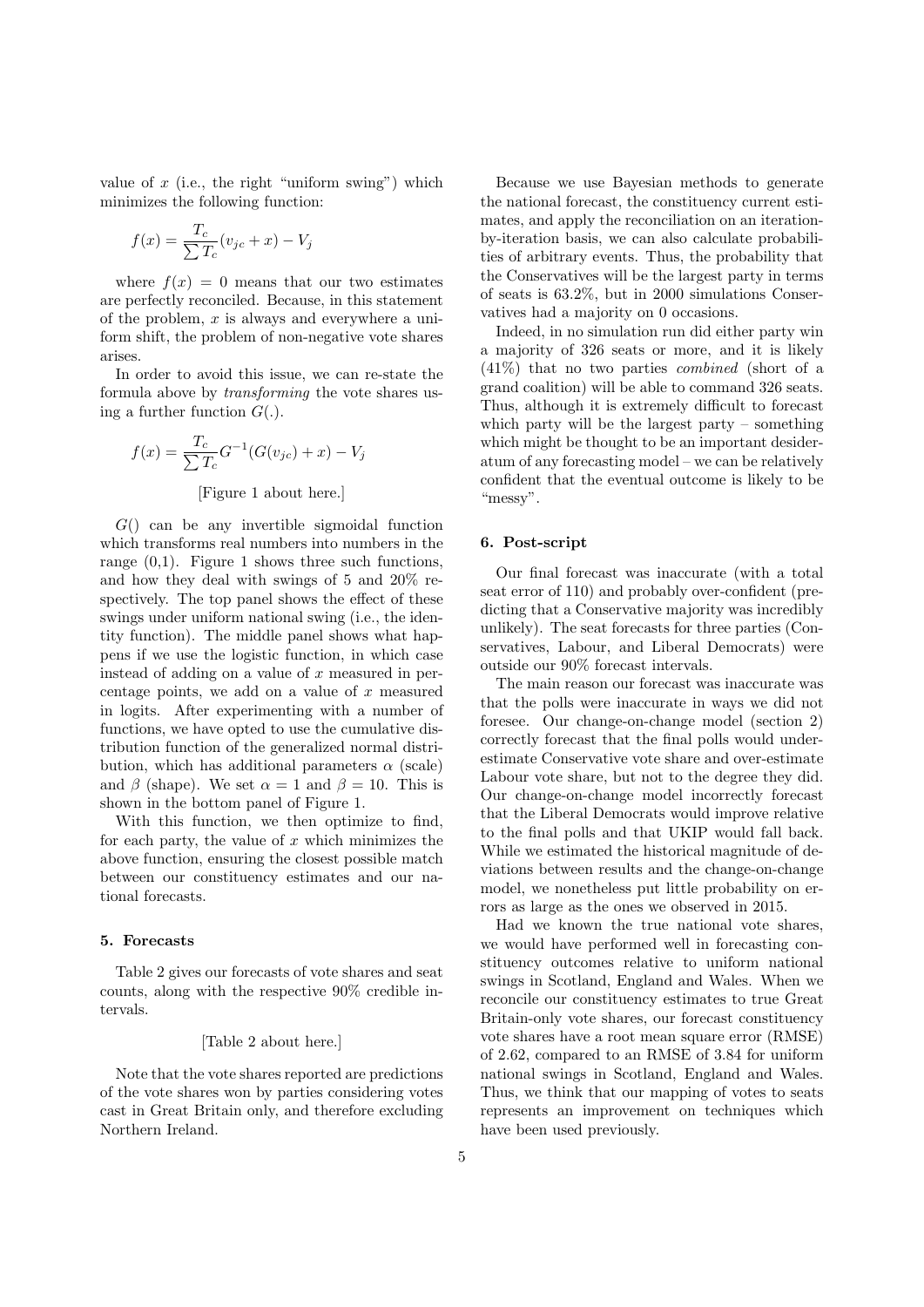value of $x$ (i.e., the right "uniform swing") which minimizes the following function:

$$f(x) = \frac{T_c}{\sum T_c}(v_{jc} + x) - V_j$$

where $f(x) = 0$ means that our two estimates are perfectly reconciled. Because, in this statement of the problem, $x$ is always and everywhere a uniform shift, the problem of non-negative vote shares arises.

In order to avoid this issue, we can re-state the formula above by *transforming* the vote shares using a further function $G(.)$.

$$f(x) = \frac{T_c}{\sum T_c} G^{-1}(G(v_{jc}) + x) - V_j$$

[Figure 1 about here.]

$G()$ can be any invertible sigmoidal function which transforms real numbers into numbers in the range (0,1). Figure 1 shows three such functions, and how they deal with swings of 5 and 20% respectively. The top panel shows the effect of these swings under uniform national swing (i.e., the identity function). The middle panel shows what happens if we use the logistic function, in which case instead of adding on a value of $x$ measured in percentage points, we add on a value of $x$ measured in logits. After experimenting with a number of functions, we have opted to use the cumulative distribution function of the generalized normal distribution, which has additional parameters $\alpha$ (scale) and $\beta$ (shape). We set $\alpha = 1$ and $\beta = 10$. This is shown in the bottom panel of Figure 1.

With this function, we then optimize to find, for each party, the value of $x$ which minimizes the above function, ensuring the closest possible match between our constituency estimates and our national forecasts.

### 5. Forecasts

Table 2 gives our forecasts of vote shares and seat counts, along with the respective 90% credible intervals.

[Table 2 about here.]

Note that the vote shares reported are predictions of the vote shares won by parties considering votes cast in Great Britain only, and therefore excluding Northern Ireland.

Because we use Bayesian methods to generate the national forecast, the constituency current estimates, and apply the reconciliation on an iteration-by-iteration basis, we can also calculate probabilities of arbitrary events. Thus, the probability that the Conservatives will be the largest party in terms of seats is 63.2%, but in 2000 simulations Conservatives had a majority on 0 occasions.

Indeed, in no simulation run did either party win a majority of 326 seats or more, and it is likely (41%) that no two parties *combined* (short of a grand coalition) will be able to command 326 seats. Thus, although it is extremely difficult to forecast which party will be the largest party – something which might be thought to be an important desideratum of any forecasting model – we can be relatively confident that the eventual outcome is likely to be "messy".

### 6. Post-script

Our final forecast was inaccurate (with a total seat error of 110) and probably over-confident (predicting that a Conservative majority was incredibly unlikely). The seat forecasts for three parties (Conservatives, Labour, and Liberal Democrats) were outside our 90% forecast intervals.

The main reason our forecast was inaccurate was that the polls were inaccurate in ways we did not foresee. Our change-on-change model (section 2) correctly forecast that the final polls would underestimate Conservative vote share and over-estimate Labour vote share, but not to the degree they did. Our change-on-change model incorrectly forecast that the Liberal Democrats would improve relative to the final polls and that UKIP would fall back. While we estimated the historical magnitude of deviations between results and the change-on-change model, we nonetheless put little probability on errors as large as the ones we observed in 2015.

Had we known the true national vote shares, we would have performed well in forecasting constituency outcomes relative to uniform national swings in Scotland, England and Wales. When we reconcile our constituency estimates to true Great Britain-only vote shares, our forecast constituency vote shares have a root mean square error (RMSE) of 2.62, compared to an RMSE of 3.84 for uniform national swings in Scotland, England and Wales. Thus, we think that our mapping of votes to seats represents an improvement on techniques which have been used previously.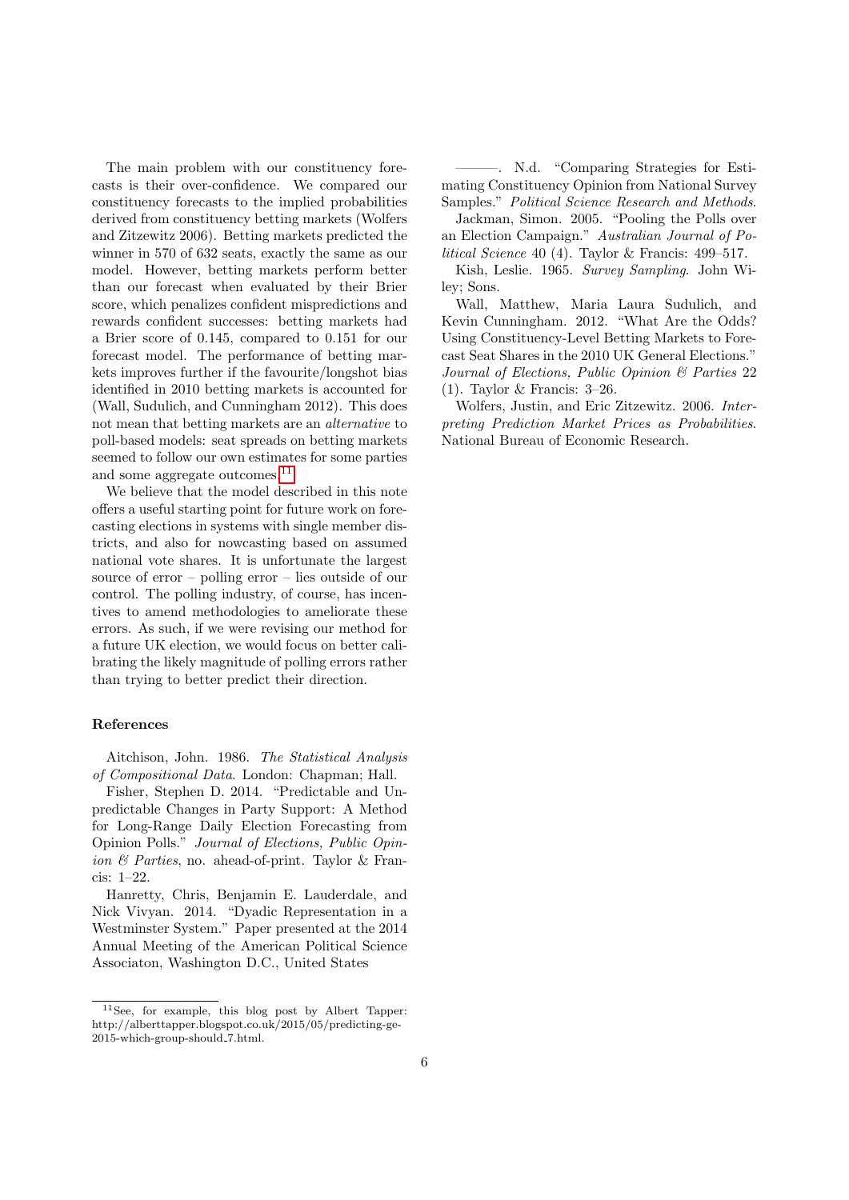The main problem with our constituency forecasts is their over-confidence. We compared our constituency forecasts to the implied probabilities derived from constituency betting markets (Wolfers and Zitzewitz 2006). Betting markets predicted the winner in 570 of 632 seats, exactly the same as our model. However, betting markets perform better than our forecast when evaluated by their Brier score, which penalizes confident mispredictions and rewards confident successes: betting markets had a Brier score of 0.145, compared to 0.151 for our forecast model. The performance of betting markets improves further if the favourite/longshot bias identified in 2010 betting markets is accounted for (Wall, Sudulich, and Cunningham 2012). This does not mean that betting markets are an *alternative* to poll-based models: seat spreads on betting markets seemed to follow our own estimates for some parties and some aggregate outcomes.[11]

We believe that the model described in this note offers a useful starting point for future work on forecasting elections in systems with single member districts, and also for nowcasting based on assumed national vote shares. It is unfortunate the largest source of error – polling error – lies outside of our control. The polling industry, of course, has incentives to amend methodologies to ameliorate these errors. As such, if we were revising our method for a future UK election, we would focus on better calibrating the likely magnitude of polling errors rather than trying to better predict their direction.

### References

Aitchison, John. 1986. *The Statistical Analysis of Compositional Data*. London: Chapman; Hall.

Fisher, Stephen D. 2014. "Predictable and Unpredictable Changes in Party Support: A Method for Long-Range Daily Election Forecasting from Opinion Polls." *Journal of Elections, Public Opinion & Parties*, no. ahead-of-print. Taylor & Francis: 1–22.

Hanretty, Chris, Benjamin E. Lauderdale, and Nick Vivyan. 2014. "Dyadic Representation in a Westminster System." Paper presented at the 2014 Annual Meeting of the American Political Science Associaton, Washington D.C., United States

———. N.d. "Comparing Strategies for Estimating Constituency Opinion from National Survey Samples." *Political Science Research and Methods*.

Jackman, Simon. 2005. "Pooling the Polls over an Election Campaign." *Australian Journal of Political Science* 40 (4). Taylor & Francis: 499–517.

Kish, Leslie. 1965. *Survey Sampling*. John Wiley; Sons.

Wall, Matthew, Maria Laura Sudulich, and Kevin Cunningham. 2012. "What Are the Odds? Using Constituency-Level Betting Markets to Forecast Seat Shares in the 2010 UK General Elections." *Journal of Elections, Public Opinion & Parties* 22 (1). Taylor & Francis: 3–26.

Wolfers, Justin, and Eric Zitzewitz. 2006. *Interpreting Prediction Market Prices as Probabilities*. National Bureau of Economic Research.

[11] See, for example, this blog post by Albert Tapper: http://alberttapper.blogspot.co.uk/2015/05/predicting-ge-2015-which-group-should_7.html.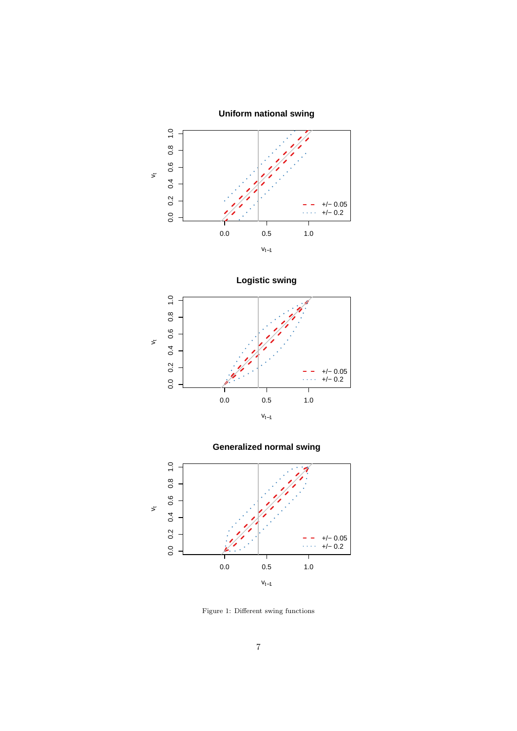Figure 1: Different swing functions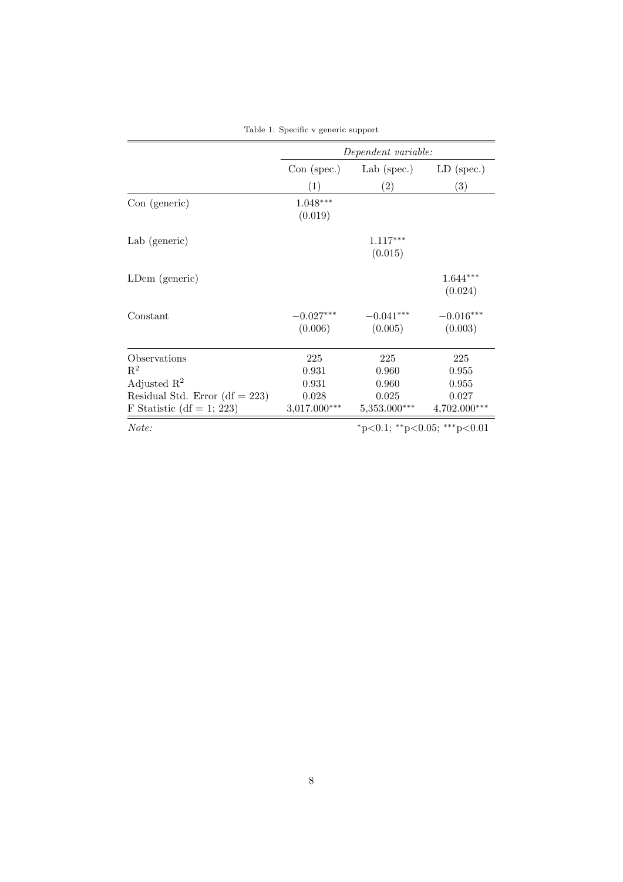Table 1: Specific v generic support

| | *Dependent variable:* | | |
|---|---|---|---|
| | Con (spec.) | Lab (spec.) | LD (spec.) |
| | (1) | (2) | (3) |
| Con (generic) | 1.048*** | | |
| | (0.019) | | |
| Lab (generic) | | 1.117*** | |
| | | (0.015) | |
| LDem (generic) | | | 1.644*** |
| | | | (0.024) |
| Constant | −0.027*** | −0.041*** | −0.016*** |
| | (0.006) | (0.005) | (0.003) |
| Observations | 225 | 225 | 225 |
| $R^2$ | 0.931 | 0.960 | 0.955 |
| Adjusted $R^2$ | 0.931 | 0.960 | 0.955 |
| Residual Std. Error (df = 223) | 0.028 | 0.025 | 0.027 |
| F Statistic (df = 1; 223) | 3,017.000*** | 5,353.000*** | 4,702.000*** |
| *Note:* | | | *p<0.1; **p<0.05; ***p<0.01 |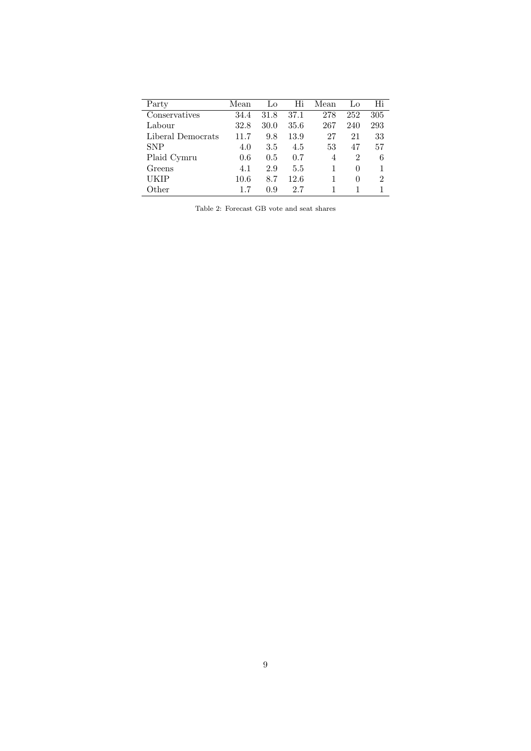| Party | Mean | Lo | Hi | Mean | Lo | Hi |
|---|---|---|---|---|---|---|
| Conservatives | 34.4 | 31.8 | 37.1 | 278 | 252 | 305 |
| Labour | 32.8 | 30.0 | 35.6 | 267 | 240 | 293 |
| Liberal Democrats | 11.7 | 9.8 | 13.9 | 27 | 21 | 33 |
| SNP | 4.0 | 3.5 | 4.5 | 53 | 47 | 57 |
| Plaid Cymru | 0.6 | 0.5 | 0.7 | 4 | 2 | 6 |
| Greens | 4.1 | 2.9 | 5.5 | 1 | 0 | 1 |
| UKIP | 10.6 | 8.7 | 12.6 | 1 | 0 | 2 |
| Other | 1.7 | 0.9 | 2.7 | 1 | 1 | 1 |

Table 2: Forecast GB vote and seat shares